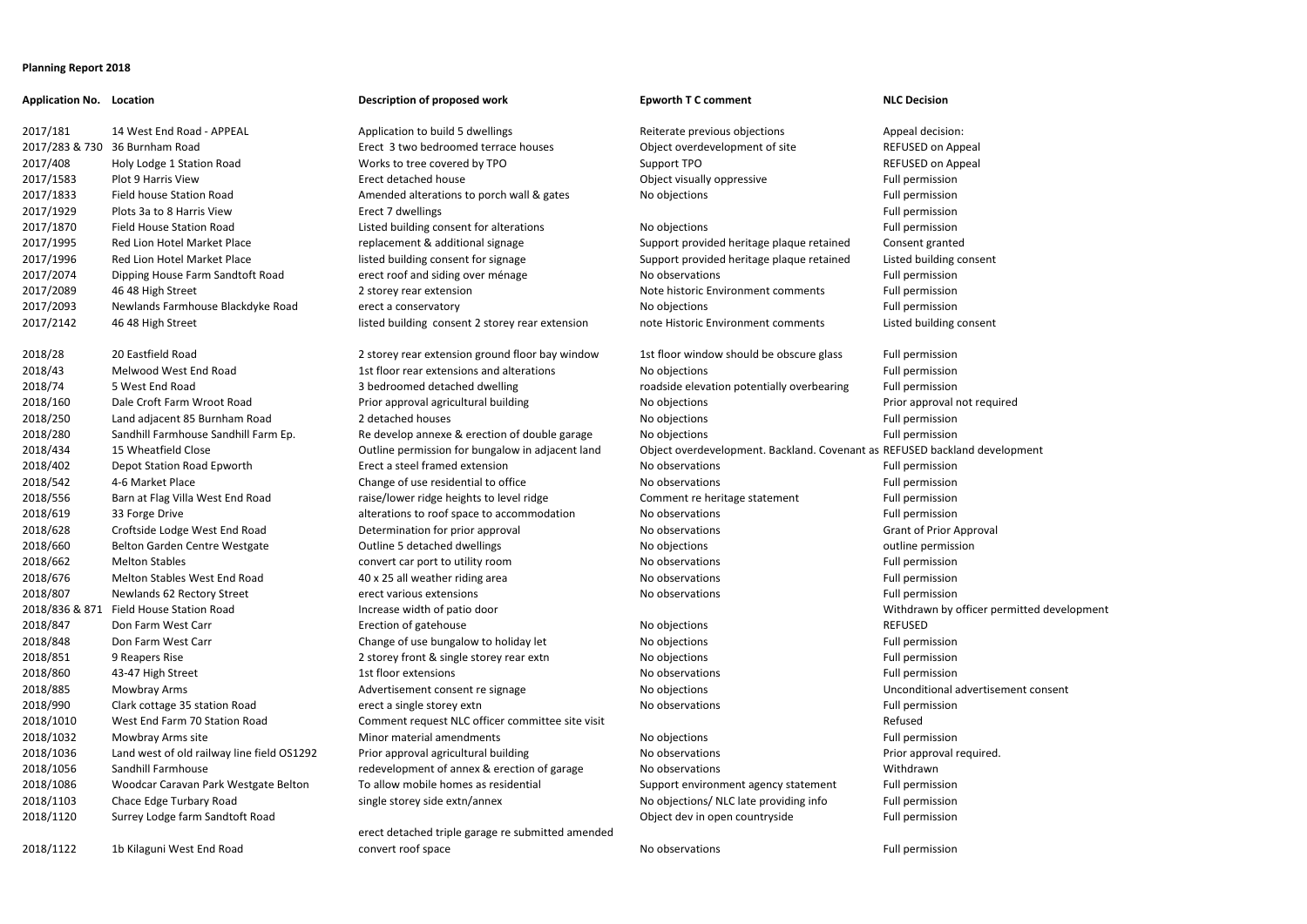**Planning Report 2018**

| Application No. | Location | Description of proposed work | Epworth T C comment | NLC Decision |
|---|---|---|---|---|
| 2017/181 | 14 West End Road - APPEAL | Application to build 5 dwellings | Reiterate previous objections | Appeal decision: |
| 2017/283 & 730 | 36 Burnham Road | Erect 3 two bedroomed terrace houses | Object overdevelopment of site | REFUSED on Appeal |
| 2017/408 | Holy Lodge 1 Station Road | Works to tree covered by TPO | Support TPO | REFUSED on Appeal |
| 2017/1583 | Plot 9 Harris View | Erect detached house | Object visually oppressive | Full permission |
| 2017/1833 | Field house Station Road | Amended alterations to porch wall & gates | No objections | Full permission |
| 2017/1929 | Plots 3a to 8 Harris View | Erect 7 dwellings | | Full permission |
| 2017/1870 | Field House Station Road | Listed building consent for alterations | No objections | Full permission |
| 2017/1995 | Red Lion Hotel Market Place | replacement & additional signage | Support provided heritage plaque retained | Consent granted |
| 2017/1996 | Red Lion Hotel Market Place | listed building consent for signage | Support provided heritage plaque retained | Listed building consent |
| 2017/2074 | Dipping House Farm Sandtoft Road | erect roof and siding over ménage | No observations | Full permission |
| 2017/2089 | 46 48 High Street | 2 storey rear extension | Note historic Environment comments | Full permission |
| 2017/2093 | Newlands Farmhouse Blackdyke Road | erect a conservatory | No objections | Full permission |
| 2017/2142 | 46 48 High Street | listed building consent 2 storey rear extension | note Historic Environment comments | Listed building consent |
| 2018/28 | 20 Eastfield Road | 2 storey rear extension ground floor bay window | 1st floor window should be obscure glass | Full permission |
| 2018/43 | Melwood West End Road | 1st floor rear extensions and alterations | No objections | Full permission |
| 2018/74 | 5 West End Road | 3 bedroomed detached dwelling | roadside elevation potentially overbearing | Full permission |
| 2018/160 | Dale Croft Farm Wroot Road | Prior approval agricultural building | No objections | Prior approval not required |
| 2018/250 | Land adjacent 85 Burnham Road | 2 detached houses | No objections | Full permission |
| 2018/280 | Sandhill Farmhouse Sandhill Farm Ep. | Re develop annexe & erection of double garage | No objections | Full permission |
| 2018/434 | 15 Wheatfield Close | Outline permission for bungalow in adjacent land | Object overdevelopment. Backland. Covenant as | REFUSED backland development |
| 2018/402 | Depot Station Road Epworth | Erect a steel framed extension | No observations | Full permission |
| 2018/542 | 4-6 Market Place | Change of use residential to office | No observations | Full permission |
| 2018/556 | Barn at Flag Villa West End Road | raise/lower ridge heights to level ridge | Comment re heritage statement | Full permission |
| 2018/619 | 33 Forge Drive | alterations to roof space to accommodation | No observations | Full permission |
| 2018/628 | Croftside Lodge West End Road | Determination for prior approval | No observations | Grant of Prior Approval |
| 2018/660 | Belton Garden Centre Westgate | Outline 5 detached dwellings | No objections | outline permission |
| 2018/662 | Melton Stables | convert car port to utility room | No observations | Full permission |
| 2018/676 | Melton Stables West End Road | 40 x 25 all weather riding area | No observations | Full permission |
| 2018/807 | Newlands 62 Rectory Street | erect various extensions | No observations | Full permission |
| 2018/836 & 871 | Field House Station Road | Increase width of patio door | | Withdrawn by officer permitted development |
| 2018/847 | Don Farm West Carr | Erection of gatehouse | No objections | REFUSED |
| 2018/848 | Don Farm West Carr | Change of use bungalow to holiday let | No objections | Full permission |
| 2018/851 | 9 Reapers Rise | 2 storey front & single storey rear extn | No objections | Full permission |
| 2018/860 | 43-47 High Street | 1st floor extensions | No observations | Full permission |
| 2018/885 | Mowbray Arms | Advertisement consent re signage | No objections | Unconditional advertisement consent |
| 2018/990 | Clark cottage 35 station Road | erect a single storey extn | No observations | Full permission |
| 2018/1010 | West End Farm 70 Station Road | Comment request NLC officer committee site visit | | Refused |
| 2018/1032 | Mowbray Arms site | Minor material amendments | No objections | Full permission |
| 2018/1036 | Land west of old railway line field OS1292 | Prior approval agricultural building | No observations | Prior approval required. |
| 2018/1056 | Sandhill Farmhouse | redevelopment of annex & erection of garage | No observations | Withdrawn |
| 2018/1086 | Woodcar Caravan Park Westgate Belton | To allow mobile homes as residential | Support environment agency statement | Full permission |
| 2018/1103 | Chace Edge Turbary Road | single storey side extn/annex | No objections/ NLC late providing info | Full permission |
| 2018/1120 | Surrey Lodge farm Sandtoft Road | erect detached triple garage re submitted amended | Object dev in open countryside | Full permission |
| 2018/1122 | 1b Kilaguni West End Road | convert roof space | No observations | Full permission |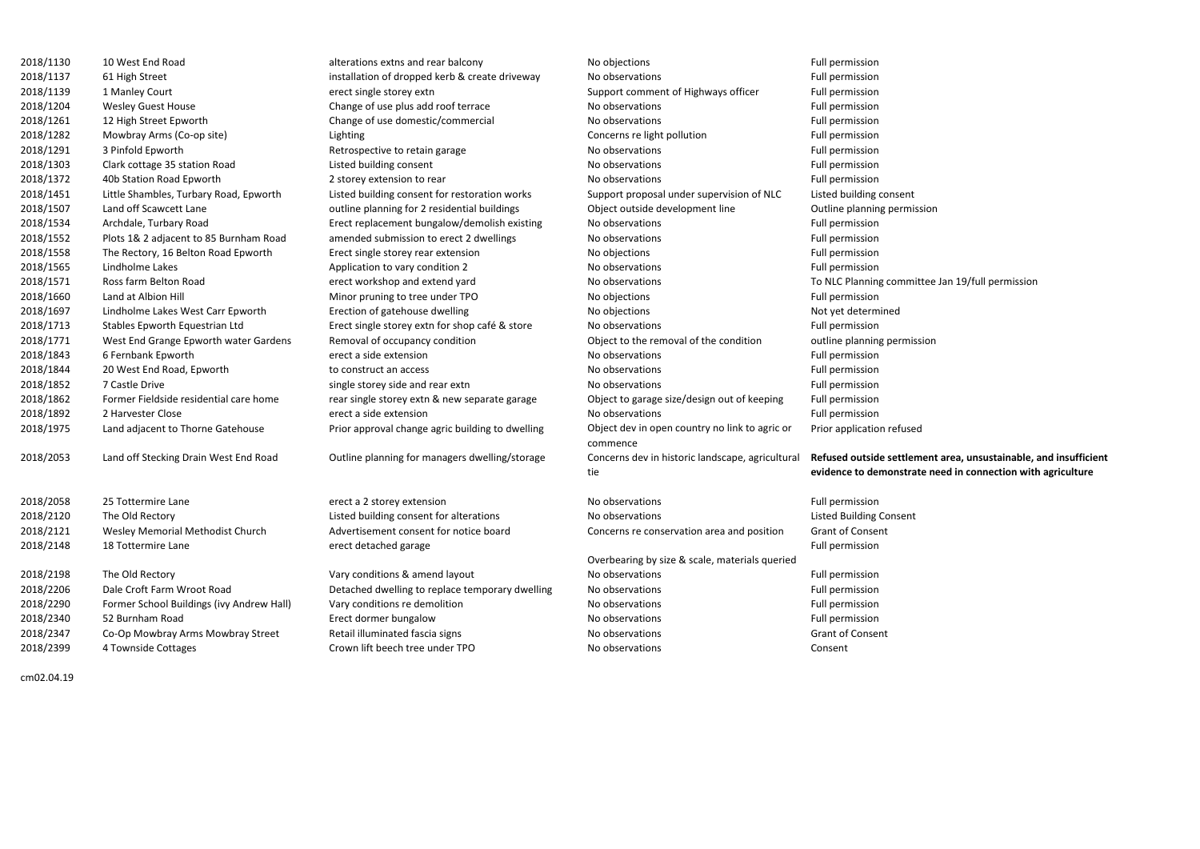| | | | | |
|---|---|---|---|---|
| 2018/1130 | 10 West End Road | alterations extns and rear balcony | No objections | Full permission |
| 2018/1137 | 61 High Street | installation of dropped kerb & create driveway | No observations | Full permission |
| 2018/1139 | 1 Manley Court | erect single storey extn | Support comment of Highways officer | Full permission |
| 2018/1204 | Wesley Guest House | Change of use plus add roof terrace | No observations | Full permission |
| 2018/1261 | 12 High Street Epworth | Change of use domestic/commercial | No observations | Full permission |
| 2018/1282 | Mowbray Arms (Co-op site) | Lighting | Concerns re light pollution | Full permission |
| 2018/1291 | 3 Pinfold Epworth | Retrospective to retain garage | No observations | Full permission |
| 2018/1303 | Clark cottage 35 station Road | Listed building consent | No observations | Full permission |
| 2018/1372 | 40b Station Road Epworth | 2 storey extension to rear | No observations | Full permission |
| 2018/1451 | Little Shambles, Turbary Road, Epworth | Listed building consent for restoration works | Support proposal under supervision of NLC | Listed building consent |
| 2018/1507 | Land off Scawcett Lane | outline planning for 2 residential buildings | Object outside development line | Outline planning permission |
| 2018/1534 | Archdale, Turbary Road | Erect replacement bungalow/demolish existing | No observations | Full permission |
| 2018/1552 | Plots 1& 2 adjacent to 85 Burnham Road | amended submission to erect 2 dwellings | No observations | Full permission |
| 2018/1558 | The Rectory, 16 Belton Road Epworth | Erect single storey rear extension | No objections | Full permission |
| 2018/1565 | Lindholme Lakes | Application to vary condition 2 | No observations | Full permission |
| 2018/1571 | Ross farm Belton Road | erect workshop and extend yard | No observations | To NLC Planning committee Jan 19/full permission |
| 2018/1660 | Land at Albion Hill | Minor pruning to tree under TPO | No objections | Full permission |
| 2018/1697 | Lindholme Lakes West Carr Epworth | Erection of gatehouse dwelling | No objections | Not yet determined |
| 2018/1713 | Stables Epworth Equestrian Ltd | Erect single storey extn for shop café & store | No observations | Full permission |
| 2018/1771 | West End Grange Epworth water Gardens | Removal of occupancy condition | Object to the removal of the condition | outline planning permission |
| 2018/1843 | 6 Fernbank Epworth | erect a side extension | No observations | Full permission |
| 2018/1844 | 20 West End Road, Epworth | to construct an access | No observations | Full permission |
| 2018/1852 | 7 Castle Drive | single storey side and rear extn | No observations | Full permission |
| 2018/1862 | Former Fieldside residential care home | rear single storey extn & new separate garage | Object to garage size/design out of keeping | Full permission |
| 2018/1892 | 2 Harvester Close | erect a side extension | No observations | Full permission |
| 2018/1975 | Land adjacent to Thorne Gatehouse | Prior approval change agric building to dwelling | Object dev in open country no link to agric or commence | Prior application refused |
| 2018/2053 | Land off Stecking Drain West End Road | Outline planning for managers dwelling/storage | Concerns dev in historic landscape, agricultural tie | **Refused outside settlement area, unsustainable, and insufficient evidence to demonstrate need in connection with agriculture** |
| 2018/2058 | 25 Tottermire Lane | erect a 2 storey extension | No observations | Full permission |
| 2018/2120 | The Old Rectory | Listed building consent for alterations | No observations | Listed Building Consent |
| 2018/2121 | Wesley Memorial Methodist Church | Advertisement consent for notice board | Concerns re conservation area and position | Grant of Consent |
| 2018/2148 | 18 Tottermire Lane | erect detached garage | Overbearing by size & scale, materials queried | Full permission |
| 2018/2198 | The Old Rectory | Vary conditions & amend layout | No observations | Full permission |
| 2018/2206 | Dale Croft Farm Wroot Road | Detached dwelling to replace temporary dwelling | No observations | Full permission |
| 2018/2290 | Former School Buildings (ivy Andrew Hall) | Vary conditions re demolition | No observations | Full permission |
| 2018/2340 | 52 Burnham Road | Erect dormer bungalow | No observations | Full permission |
| 2018/2347 | Co-Op Mowbray Arms Mowbray Street | Retail illuminated fascia signs | No observations | Grant of Consent |
| 2018/2399 | 4 Townside Cottages | Crown lift beech tree under TPO | No observations | Consent |

cm02.04.19